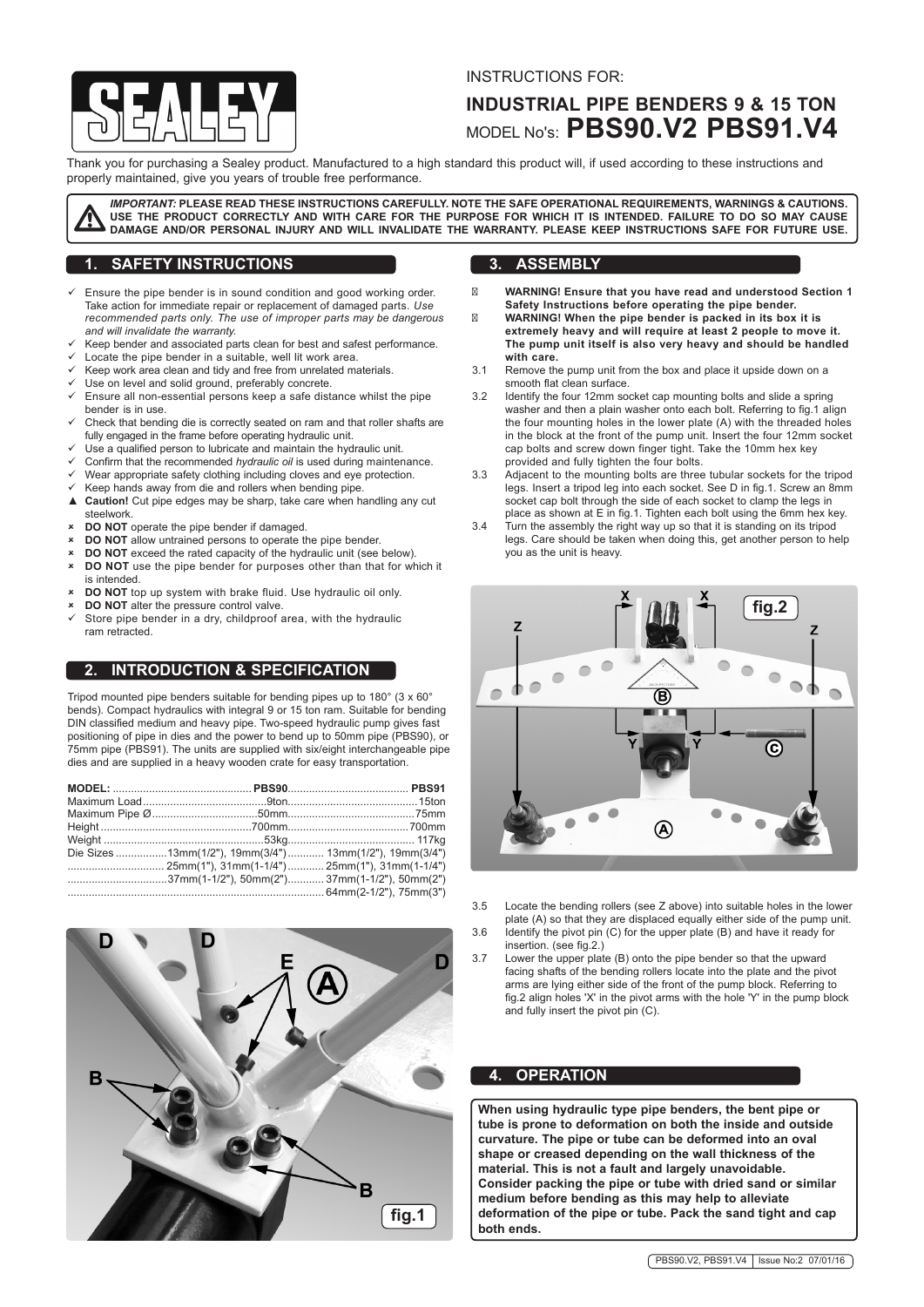INSTRUCTIONS FOR:

# INDUSTRIAL PIPE BENDERS 9 & 15 TON

MODEL No's: **PBS90.V2 PBS91.V4**

Thank you for purchasing a Sealey product. Manufactured to a high standard this product will, if used according to these instructions and properly maintained, give you years of trouble free performance.

***IMPORTANT:*** **PLEASE READ THESE INSTRUCTIONS CAREFULLY. NOTE THE SAFE OPERATIONAL REQUIREMENTS, WARNINGS & CAUTIONS. USE THE PRODUCT CORRECTLY AND WITH CARE FOR THE PURPOSE FOR WHICH IT IS INTENDED. FAILURE TO DO SO MAY CAUSE DAMAGE AND/OR PERSONAL INJURY AND WILL INVALIDATE THE WARRANTY. PLEASE KEEP INSTRUCTIONS SAFE FOR FUTURE USE.**

## 1. SAFETY INSTRUCTIONS

- ✓ Ensure the pipe bender is in sound condition and good working order. Take action for immediate repair or replacement of damaged parts. *Use recommended parts only. The use of improper parts may be dangerous and will invalidate the warranty.*
- ✓ Keep bender and associated parts clean for best and safest performance.
- ✓ Locate the pipe bender in a suitable, well lit work area.
- ✓ Keep work area clean and tidy and free from unrelated materials.
- ✓ Use on level and solid ground, preferably concrete.
- ✓ Ensure all non-essential persons keep a safe distance whilst the pipe bender is in use.
- ✓ Check that bending die is correctly seated on ram and that roller shafts are fully engaged in the frame before operating hydraulic unit.
- ✓ Use a qualified person to lubricate and maintain the hydraulic unit.
- ✓ Confirm that the recommended *hydraulic oil* is used during maintenance.
- ✓ Wear appropriate safety clothing including cloves and eye protection.
- ✓ Keep hands away from die and rollers when bending pipe.
- ▲ **Caution!** Cut pipe edges may be sharp, take care when handling any cut steelwork.
- ✗ **DO NOT** operate the pipe bender if damaged.
- ✗ **DO NOT** allow untrained persons to operate the pipe bender.
- ✗ **DO NOT** exceed the rated capacity of the hydraulic unit (see below).
- ✗ **DO NOT** use the pipe bender for purposes other than that for which it is intended.
- ✗ **DO NOT** top up system with brake fluid. Use hydraulic oil only.
- ✗ **DO NOT** alter the pressure control valve.
- ✓ Store pipe bender in a dry, childproof area, with the hydraulic ram retracted.

## 2. INTRODUCTION & SPECIFICATION

Tripod mounted pipe benders suitable for bending pipes up to 180° (3 x 60° bends). Compact hydraulics with integral 9 or 15 ton ram. Suitable for bending DIN classified medium and heavy pipe. Two-speed hydraulic pump gives fast positioning of pipe in dies and the power to bend up to 50mm pipe (PBS90), or 75mm pipe (PBS91). The units are supplied with six/eight interchangeable pipe dies and are supplied in a heavy wooden crate for easy transportation.

| MODEL: | PBS90 | PBS91 |
|---|---|---|
| Maximum Load | 9ton | 15ton |
| Maximum Pipe Ø | 50mm | 75mm |
| Height | 700mm | 700mm |
| Weight | 53kg | 117kg |
| Die Sizes | 13mm(1/2"), 19mm(3/4") | 13mm(1/2"), 19mm(3/4") |
| | 25mm(1"), 31mm(1-1/4") | 25mm(1"), 31mm(1-1/4") |
| | 37mm(1-1/2"), 50mm(2") | 37mm(1-1/2"), 50mm(2") |
| | | 64mm(2-1/2"), 75mm(3") |

fig.1

## 3. ASSEMBLY

- **WARNING! Ensure that you have read and understood Section 1 Safety Instructions before operating the pipe bender.**
- **WARNING! When the pipe bender is packed in its box it is extremely heavy and will require at least 2 people to move it. The pump unit itself is also very heavy and should be handled with care.**

3.1 Remove the pump unit from the box and place it upside down on a smooth flat clean surface.

3.2 Identify the four 12mm socket cap mounting bolts and slide a spring washer and then a plain washer onto each bolt. Referring to fig.1 align the four mounting holes in the lower plate (A) with the threaded holes in the block at the front of the pump unit. Insert the four 12mm socket cap bolts and screw down finger tight. Take the 10mm hex key provided and fully tighten the four bolts.

3.3 Adjacent to the mounting bolts are three tubular sockets for the tripod legs. Insert a tripod leg into each socket. See D in fig.1. Screw an 8mm socket cap bolt through the side of each socket to clamp the legs in place as shown at E in fig.1. Tighten each bolt using the 6mm hex key.

3.4 Turn the assembly the right way up so that it is standing on its tripod legs. Care should be taken when doing this, get another person to help you as the unit is heavy.

fig.2

3.5 Locate the bending rollers (see Z above) into suitable holes in the lower plate (A) so that they are displaced equally either side of the pump unit.

3.6 Identify the pivot pin (C) for the upper plate (B) and have it ready for insertion. (see fig.2.)

3.7 Lower the upper plate (B) onto the pipe bender so that the upward facing shafts of the bending rollers locate into the plate and the pivot arms are lying either side of the front of the pump block. Referring to fig.2 align holes 'X' in the pivot arms with the hole 'Y' in the pump block and fully insert the pivot pin (C).

## 4. OPERATION

**When using hydraulic type pipe benders, the bent pipe or tube is prone to deformation on both the inside and outside curvature. The pipe or tube can be deformed into an oval shape or creased depending on the wall thickness of the material. This is not a fault and largely unavoidable. Consider packing the pipe or tube with dried sand or similar medium before bending as this may help to alleviate deformation of the pipe or tube. Pack the sand tight and cap both ends.**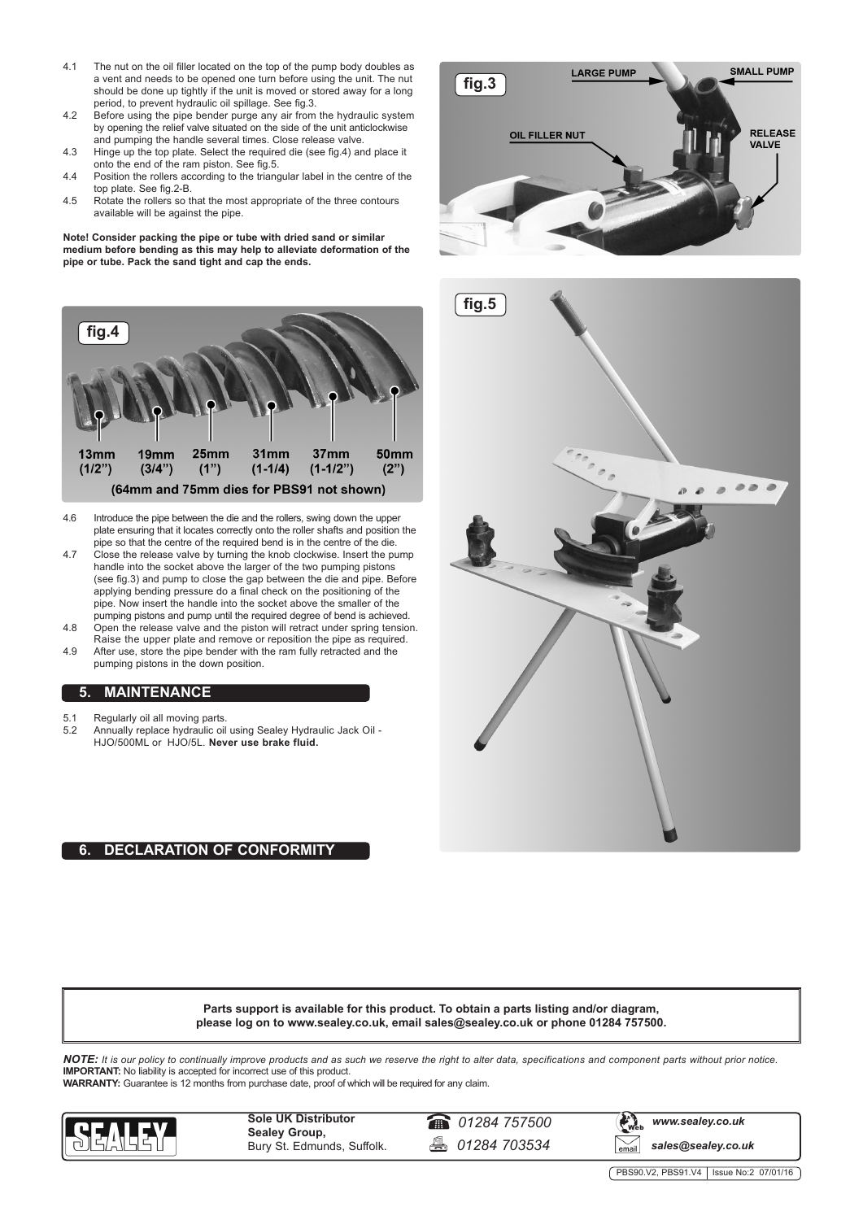4.1 The nut on the oil filler located on the top of the pump body doubles as a vent and needs to be opened one turn before using the unit. The nut should be done up tightly if the unit is moved or stored away for a long period, to prevent hydraulic oil spillage. See fig.3.

4.2 Before using the pipe bender purge any air from the hydraulic system by opening the relief valve situated on the side of the unit anticlockwise and pumping the handle several times. Close release valve.

4.3 Hinge up the top plate. Select the required die (see fig.4) and place it onto the end of the ram piston. See fig.5.

4.4 Position the rollers according to the triangular label in the centre of the top plate. See fig.2-B.

4.5 Rotate the rollers so that the most appropriate of the three contours available will be against the pipe.

**Note! Consider packing the pipe or tube with dried sand or similar medium before bending as this may help to alleviate deformation of the pipe or tube. Pack the sand tight and cap the ends.**

fig.3

LARGE PUMP
SMALL PUMP
OIL FILLER NUT
RELEASE VALVE

fig.4

13mm (1/2")
19mm (3/4")
25mm (1")
31mm (1-1/4)
37mm (1-1/2")
50mm (2")

(64mm and 75mm dies for PBS91 not shown)

fig.5

4.6 Introduce the pipe between the die and the rollers, swing down the upper plate ensuring that it locates correctly onto the roller shafts and position the pipe so that the centre of the required bend is in the centre of the die.

4.7 Close the release valve by turning the knob clockwise. Insert the pump handle into the socket above the larger of the two pumping pistons (see fig.3) and pump to close the gap between the die and pipe. Before applying bending pressure do a final check on the positioning of the pipe. Now insert the handle into the socket above the smaller of the pumping pistons and pump until the required degree of bend is achieved.

4.8 Open the release valve and the piston will retract under spring tension. Raise the upper plate and remove or reposition the pipe as required.

4.9 After use, store the pipe bender with the ram fully retracted and the pumping pistons in the down position.

## 5. MAINTENANCE

5.1 Regularly oil all moving parts.

5.2 Annually replace hydraulic oil using Sealey Hydraulic Jack Oil - HJO/500ML or HJO/5L. **Never use brake fluid.**

## 6. DECLARATION OF CONFORMITY

**Parts support is available for this product. To obtain a parts listing and/or diagram, please log on to www.sealey.co.uk, email sales@sealey.co.uk or phone 01284 757500.**

***NOTE:*** *It is our policy to continually improve products and as such we reserve the right to alter data, specifications and component parts without prior notice.*
**IMPORTANT:** No liability is accepted for incorrect use of this product.
**WARRANTY:** Guarantee is 12 months from purchase date, proof of which will be required for any claim.

SEALEY

**Sole UK Distributor**
**Sealey Group,**
Bury St. Edmunds, Suffolk.

01284 757500
01284 703534

www.sealey.co.uk
sales@sealey.co.uk

PBS90.V2, PBS91.V4 | Issue No:2 07/01/16